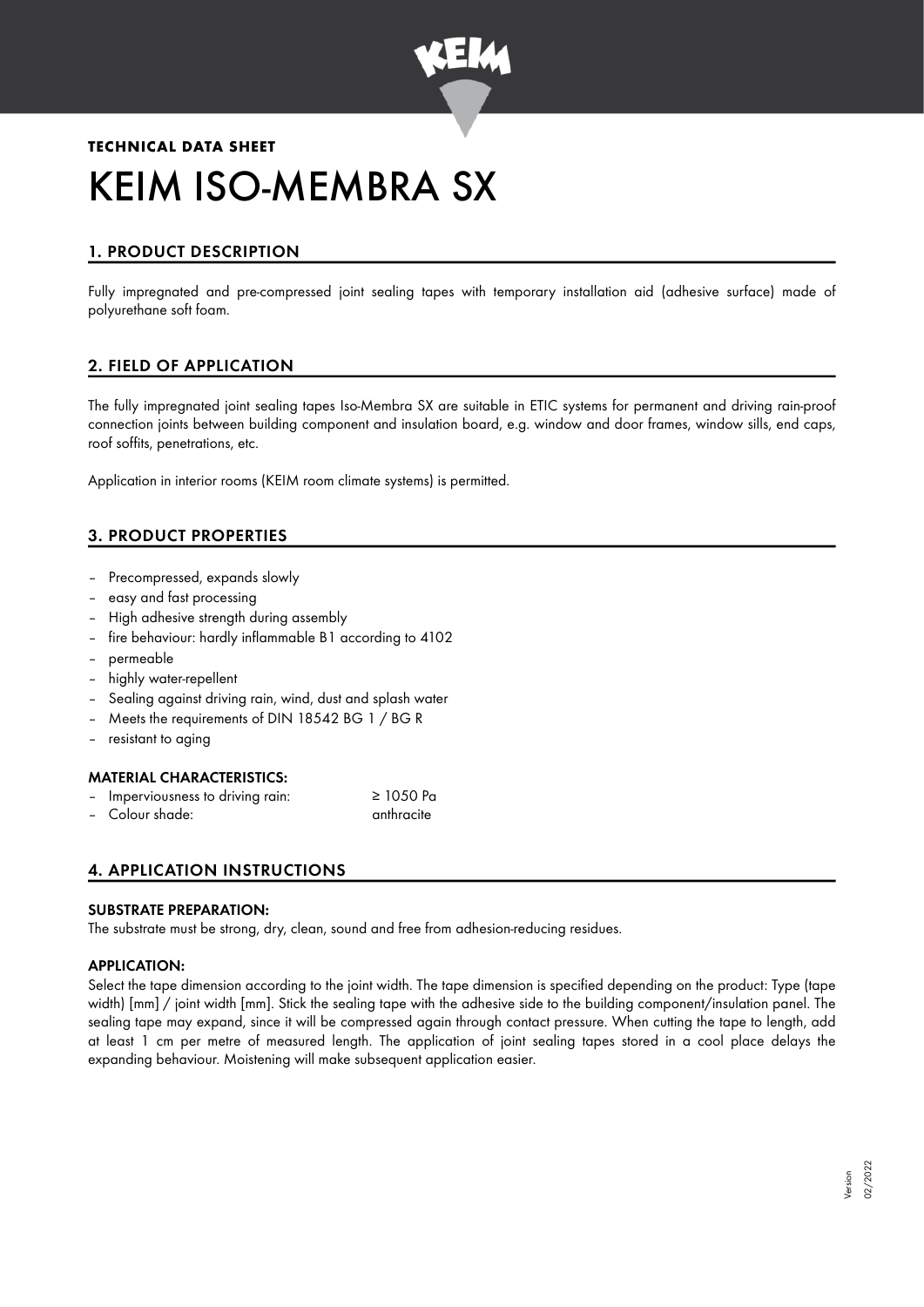**TECHNICAL DATA SHEET**

# KEIM ISO-MEMBRA SX

## 1. PRODUCT DESCRIPTION

Fully impregnated and pre-compressed joint sealing tapes with temporary installation aid (adhesive surface) made of polyurethane soft foam.

## 2. FIELD OF APPLICATION

The fully impregnated joint sealing tapes Iso-Membra SX are suitable in ETIC systems for permanent and driving rain-proof connection joints between building component and insulation board, e.g. window and door frames, window sills, end caps, roof soffits, penetrations, etc.

Application in interior rooms (KEIM room climate systems) is permitted.

## 3. PRODUCT PROPERTIES

- Precompressed, expands slowly
- easy and fast processing
- High adhesive strength during assembly
- fire behaviour: hardly inflammable B1 according to 4102
- permeable
- highly water-repellent
- Sealing against driving rain, wind, dust and splash water
- Meets the requirements of DIN 18542 BG 1 / BG R
- resistant to aging

### MATERIAL CHARACTERISTICS:

- Imperviousness to driving rain: ≥ 1050 Pa
- Colour shade: anthracite

## 4. APPLICATION INSTRUCTIONS

### SUBSTRATE PREPARATION:

The substrate must be strong, dry, clean, sound and free from adhesion-reducing residues.

### APPLICATION:

Select the tape dimension according to the joint width. The tape dimension is specified depending on the product: Type (tape width) [mm] / joint width [mm]. Stick the sealing tape with the adhesive side to the building component/insulation panel. The sealing tape may expand, since it will be compressed again through contact pressure. When cutting the tape to length, add at least 1 cm per metre of measured length. The application of joint sealing tapes stored in a cool place delays the expanding behaviour. Moistening will make subsequent application easier.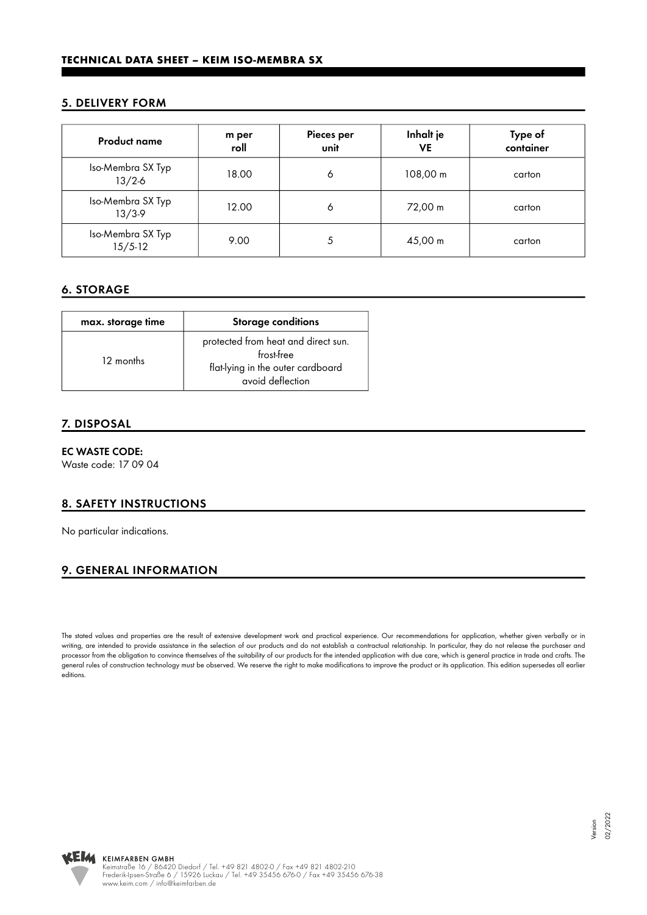## 5. DELIVERY FORM

| Product name | m per roll | Pieces per unit | Inhalt je VE | Type of container |
|---|---|---|---|---|
| Iso-Membra SX Typ 13/2-6 | 18.00 | 6 | 108,00 m | carton |
| Iso-Membra SX Typ 13/3-9 | 12.00 | 6 | 72,00 m | carton |
| Iso-Membra SX Typ 15/5-12 | 9.00 | 5 | 45,00 m | carton |

## 6. STORAGE

| max. storage time | Storage conditions |
|---|---|
| 12 months | protected from heat and direct sun.<br>frost-free<br>flat-lying in the outer cardboard<br>avoid deflection |

## 7. DISPOSAL

**EC WASTE CODE:**
Waste code: 17 09 04

## 8. SAFETY INSTRUCTIONS

No particular indications.

## 9. GENERAL INFORMATION

The stated values and properties are the result of extensive development work and practical experience. Our recommendations for application, whether given verbally or in writing, are intended to provide assistance in the selection of our products and do not establish a contractual relationship. In particular, they do not release the purchaser and processor from the obligation to convince themselves of the suitability of our products for the intended application with due care, which is general practice in trade and crafts. The general rules of construction technology must be observed. We reserve the right to make modifications to improve the product or its application. This edition supersedes all earlier editions.

KEIMFARBEN GMBH
Keimstraße 16 / 86420 Diedorf / Tel. +49 821 4802-0 / Fax +49 821 4802-210
Frederik-Ipsen-Straße 6 / 15926 Luckau / Tel. +49 35456 676-0 / Fax +49 35456 676-38
www.keim.com / info@keimfarben.de

Version 02/2022